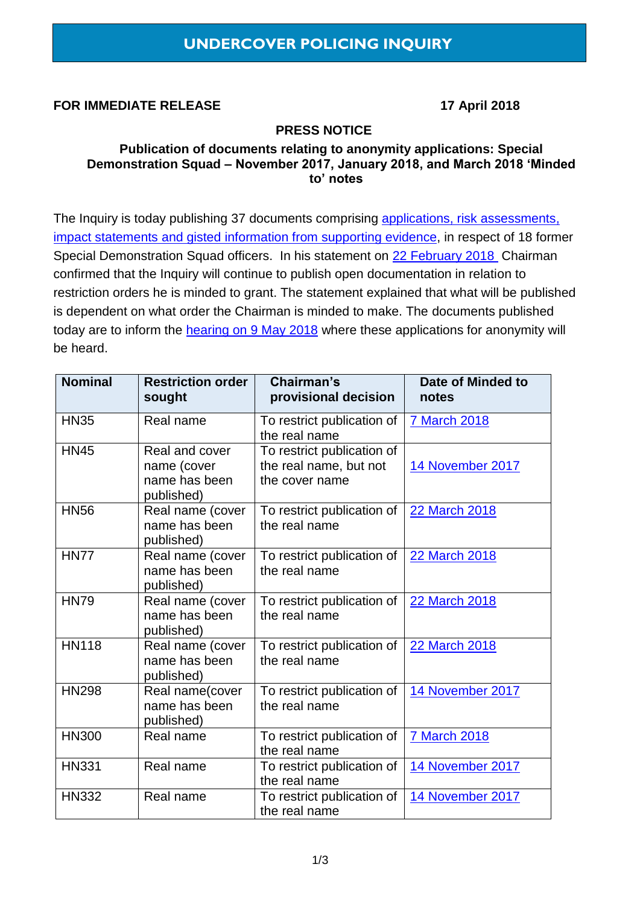# UNDERCOVER POLICING INQUIRY

**FOR IMMEDIATE RELEASE** **17 April 2018**

**PRESS NOTICE**

**Publication of documents relating to anonymity applications: Special Demonstration Squad – November 2017, January 2018, and March 2018 'Minded to' notes**

The Inquiry is today publishing 37 documents comprising applications, risk assessments, impact statements and gisted information from supporting evidence, in respect of 18 former Special Demonstration Squad officers. In his statement on 22 February 2018 Chairman confirmed that the Inquiry will continue to publish open documentation in relation to restriction orders he is minded to grant. The statement explained that what will be published is dependent on what order the Chairman is minded to make. The documents published today are to inform the hearing on 9 May 2018 where these applications for anonymity will be heard.

| Nominal | Restriction order sought | Chairman's provisional decision | Date of Minded to notes |
|---|---|---|---|
| HN35 | Real name | To restrict publication of the real name | 7 March 2018 |
| HN45 | Real and cover name (cover name has been published) | To restrict publication of the real name, but not the cover name | 14 November 2017 |
| HN56 | Real name (cover name has been published) | To restrict publication of the real name | 22 March 2018 |
| HN77 | Real name (cover name has been published) | To restrict publication of the real name | 22 March 2018 |
| HN79 | Real name (cover name has been published) | To restrict publication of the real name | 22 March 2018 |
| HN118 | Real name (cover name has been published) | To restrict publication of the real name | 22 March 2018 |
| HN298 | Real name(cover name has been published) | To restrict publication of the real name | 14 November 2017 |
| HN300 | Real name | To restrict publication of the real name | 7 March 2018 |
| HN331 | Real name | To restrict publication of the real name | 14 November 2017 |
| HN332 | Real name | To restrict publication of the real name | 14 November 2017 |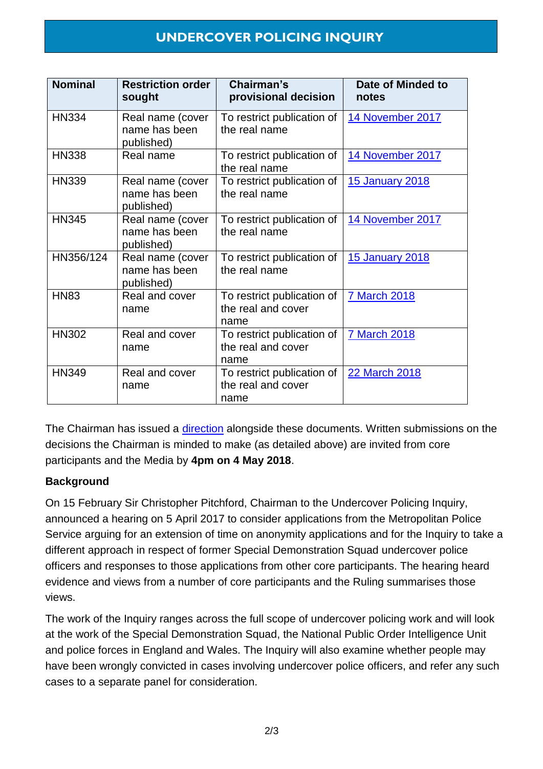# UNDERCOVER POLICING INQUIRY

| Nominal | Restriction order sought | Chairman's provisional decision | Date of Minded to notes |
|---|---|---|---|
| HN334 | Real name (cover name has been published) | To restrict publication of the real name | 14 November 2017 |
| HN338 | Real name | To restrict publication of the real name | 14 November 2017 |
| HN339 | Real name (cover name has been published) | To restrict publication of the real name | 15 January 2018 |
| HN345 | Real name (cover name has been published) | To restrict publication of the real name | 14 November 2017 |
| HN356/124 | Real name (cover name has been published) | To restrict publication of the real name | 15 January 2018 |
| HN83 | Real and cover name | To restrict publication of the real and cover name | 7 March 2018 |
| HN302 | Real and cover name | To restrict publication of the real and cover name | 7 March 2018 |
| HN349 | Real and cover name | To restrict publication of the real and cover name | 22 March 2018 |

The Chairman has issued a direction alongside these documents. Written submissions on the decisions the Chairman is minded to make (as detailed above) are invited from core participants and the Media by **4pm on 4 May 2018**.

**Background**

On 15 February Sir Christopher Pitchford, Chairman to the Undercover Policing Inquiry, announced a hearing on 5 April 2017 to consider applications from the Metropolitan Police Service arguing for an extension of time on anonymity applications and for the Inquiry to take a different approach in respect of former Special Demonstration Squad undercover police officers and responses to those applications from other core participants. The hearing heard evidence and views from a number of core participants and the Ruling summarises those views.

The work of the Inquiry ranges across the full scope of undercover policing work and will look at the work of the Special Demonstration Squad, the National Public Order Intelligence Unit and police forces in England and Wales. The Inquiry will also examine whether people may have been wrongly convicted in cases involving undercover police officers, and refer any such cases to a separate panel for consideration.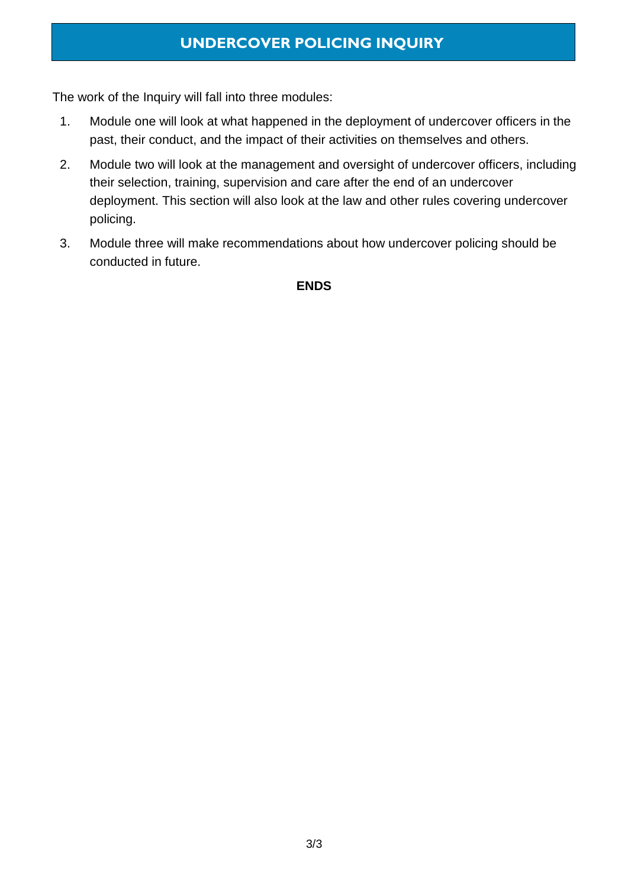The work of the Inquiry will fall into three modules:

1. Module one will look at what happened in the deployment of undercover officers in the past, their conduct, and the impact of their activities on themselves and others.
2. Module two will look at the management and oversight of undercover officers, including their selection, training, supervision and care after the end of an undercover deployment. This section will also look at the law and other rules covering undercover policing.
3. Module three will make recommendations about how undercover policing should be conducted in future.

**ENDS**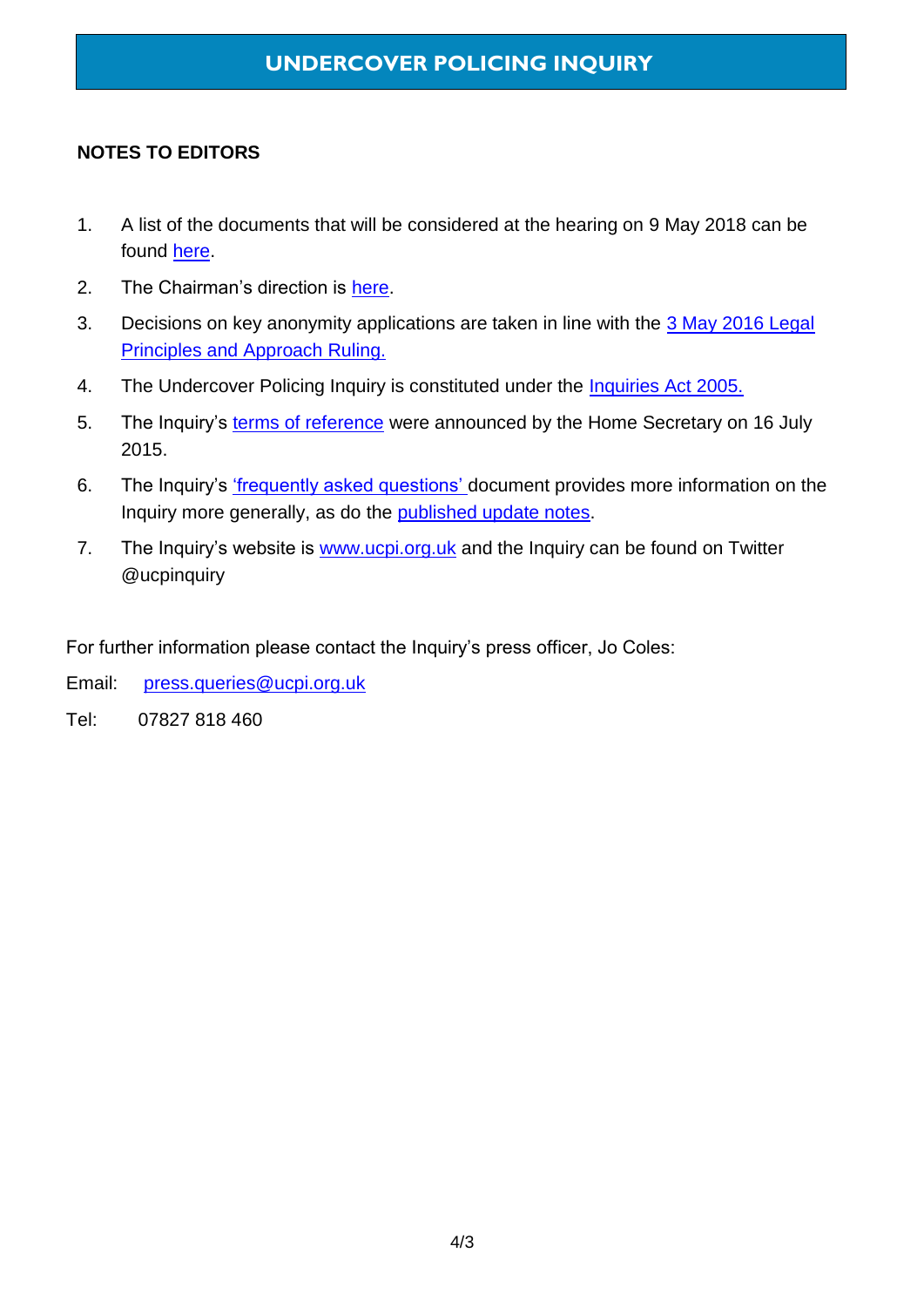# UNDERCOVER POLICING INQUIRY

**NOTES TO EDITORS**

1. A list of the documents that will be considered at the hearing on 9 May 2018 can be found here.
2. The Chairman's direction is here.
3. Decisions on key anonymity applications are taken in line with the 3 May 2016 Legal Principles and Approach Ruling.
4. The Undercover Policing Inquiry is constituted under the Inquiries Act 2005.
5. The Inquiry's terms of reference were announced by the Home Secretary on 16 July 2015.
6. The Inquiry's 'frequently asked questions' document provides more information on the Inquiry more generally, as do the published update notes.
7. The Inquiry's website is www.ucpi.org.uk and the Inquiry can be found on Twitter @ucpinquiry

For further information please contact the Inquiry's press officer, Jo Coles:

Email: press.queries@ucpi.org.uk

Tel: 07827 818 460